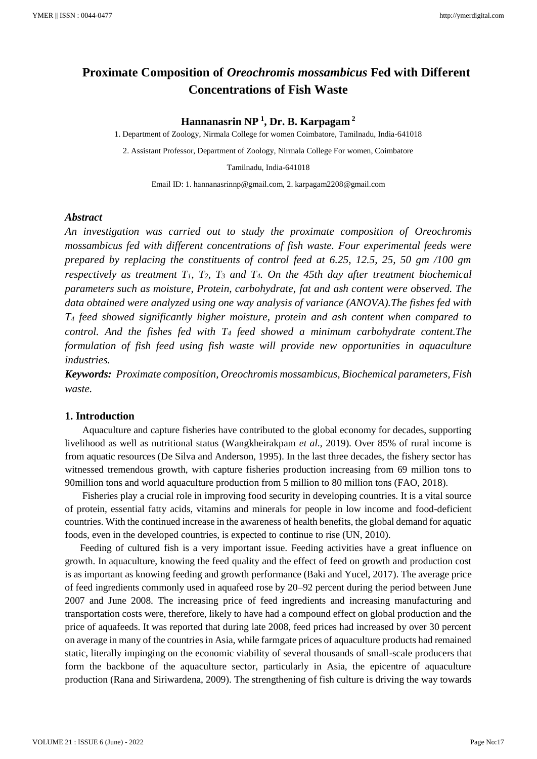# Proximate Composition of *Oreochromis mossambicus* Fed with Different Concentrations of Fish Waste

**Hannanasrin NP [1], Dr. B. Karpagam [2]**

1. Department of Zoology, Nirmala College for women Coimbatore, Tamilnadu, India-641018

2. Assistant Professor, Department of Zoology, Nirmala College For women, Coimbatore Tamilnadu, India-641018

Email ID: 1. hannanasrinnp@gmail.com, 2. karpagam2208@gmail.com

### *Abstract*

*An investigation was carried out to study the proximate composition of Oreochromis mossambicus fed with different concentrations of fish waste. Four experimental feeds were prepared by replacing the constituents of control feed at 6.25, 12.5, 25, 50 gm /100 gm respectively as treatment $T_1$, $T_2$, $T_3$ and $T_4$. On the 45th day after treatment biochemical parameters such as moisture, Protein, carbohydrate, fat and ash content were observed. The data obtained were analyzed using one way analysis of variance (ANOVA).The fishes fed with $T_4$ feed showed significantly higher moisture, protein and ash content when compared to control. And the fishes fed with $T_4$ feed showed a minimum carbohydrate content.The formulation of fish feed using fish waste will provide new opportunities in aquaculture industries.*

***Keywords:*** *Proximate composition, Oreochromis mossambicus, Biochemical parameters, Fish waste.*

## 1. Introduction

Aquaculture and capture fisheries have contributed to the global economy for decades, supporting livelihood as well as nutritional status (Wangkheirakpam *et al*., 2019). Over 85% of rural income is from aquatic resources (De Silva and Anderson, 1995). In the last three decades, the fishery sector has witnessed tremendous growth, with capture fisheries production increasing from 69 million tons to 90million tons and world aquaculture production from 5 million to 80 million tons (FAO, 2018).

Fisheries play a crucial role in improving food security in developing countries. It is a vital source of protein, essential fatty acids, vitamins and minerals for people in low income and food-deficient countries. With the continued increase in the awareness of health benefits, the global demand for aquatic foods, even in the developed countries, is expected to continue to rise (UN, 2010).

Feeding of cultured fish is a very important issue. Feeding activities have a great influence on growth. In aquaculture, knowing the feed quality and the effect of feed on growth and production cost is as important as knowing feeding and growth performance (Baki and Yucel, 2017). The average price of feed ingredients commonly used in aquafeed rose by 20–92 percent during the period between June 2007 and June 2008. The increasing price of feed ingredients and increasing manufacturing and transportation costs were, therefore, likely to have had a compound effect on global production and the price of aquafeeds. It was reported that during late 2008, feed prices had increased by over 30 percent on average in many of the countries in Asia, while farmgate prices of aquaculture products had remained static, literally impinging on the economic viability of several thousands of small-scale producers that form the backbone of the aquaculture sector, particularly in Asia, the epicentre of aquaculture production (Rana and Siriwardena, 2009). The strengthening of fish culture is driving the way towards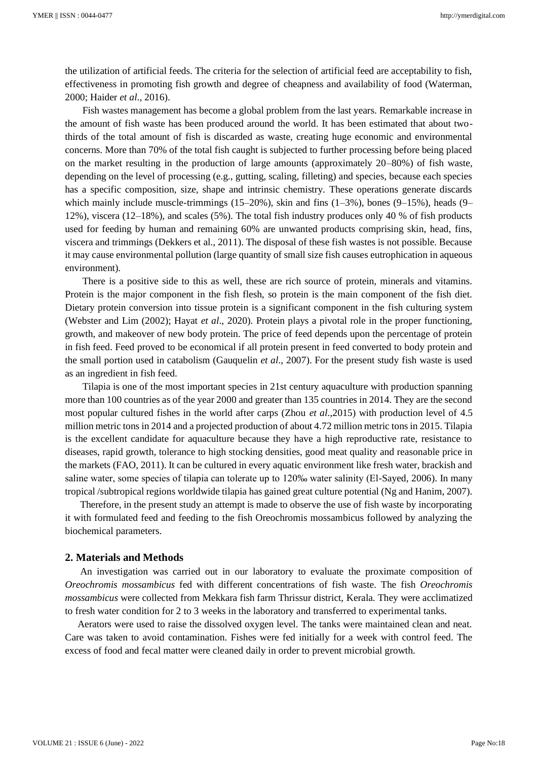the utilization of artificial feeds. The criteria for the selection of artificial feed are acceptability to fish, effectiveness in promoting fish growth and degree of cheapness and availability of food (Waterman, 2000; Haider *et al*., 2016).

Fish wastes management has become a global problem from the last years. Remarkable increase in the amount of fish waste has been produced around the world. It has been estimated that about two-thirds of the total amount of fish is discarded as waste, creating huge economic and environmental concerns. More than 70% of the total fish caught is subjected to further processing before being placed on the market resulting in the production of large amounts (approximately 20–80%) of fish waste, depending on the level of processing (e.g., gutting, scaling, filleting) and species, because each species has a specific composition, size, shape and intrinsic chemistry. These operations generate discards which mainly include muscle-trimmings (15–20%), skin and fins (1–3%), bones (9–15%), heads (9–12%), viscera (12–18%), and scales (5%). The total fish industry produces only 40 % of fish products used for feeding by human and remaining 60% are unwanted products comprising skin, head, fins, viscera and trimmings (Dekkers et al., 2011). The disposal of these fish wastes is not possible. Because it may cause environmental pollution (large quantity of small size fish causes eutrophication in aqueous environment).

There is a positive side to this as well, these are rich source of protein, minerals and vitamins. Protein is the major component in the fish flesh, so protein is the main component of the fish diet. Dietary protein conversion into tissue protein is a significant component in the fish culturing system (Webster and Lim (2002); Hayat *et al*., 2020). Protein plays a pivotal role in the proper functioning, growth, and makeover of new body protein. The price of feed depends upon the percentage of protein in fish feed. Feed proved to be economical if all protein present in feed converted to body protein and the small portion used in catabolism (Gauquelin *et al*., 2007). For the present study fish waste is used as an ingredient in fish feed.

Tilapia is one of the most important species in 21st century aquaculture with production spanning more than 100 countries as of the year 2000 and greater than 135 countries in 2014. They are the second most popular cultured fishes in the world after carps (Zhou *et al*.,2015) with production level of 4.5 million metric tons in 2014 and a projected production of about 4.72 million metric tons in 2015. Tilapia is the excellent candidate for aquaculture because they have a high reproductive rate, resistance to diseases, rapid growth, tolerance to high stocking densities, good meat quality and reasonable price in the markets (FAO, 2011). It can be cultured in every aquatic environment like fresh water, brackish and saline water, some species of tilapia can tolerate up to 120‰ water salinity (El-Sayed, 2006). In many tropical /subtropical regions worldwide tilapia has gained great culture potential (Ng and Hanim, 2007).

Therefore, in the present study an attempt is made to observe the use of fish waste by incorporating it with formulated feed and feeding to the fish Oreochromis mossambicus followed by analyzing the biochemical parameters.

## 2. Materials and Methods

An investigation was carried out in our laboratory to evaluate the proximate composition of *Oreochromis mossambicus* fed with different concentrations of fish waste. The fish *Oreochromis mossambicus* were collected from Mekkara fish farm Thrissur district, Kerala. They were acclimatized to fresh water condition for 2 to 3 weeks in the laboratory and transferred to experimental tanks.

Aerators were used to raise the dissolved oxygen level. The tanks were maintained clean and neat. Care was taken to avoid contamination. Fishes were fed initially for a week with control feed. The excess of food and fecal matter were cleaned daily in order to prevent microbial growth.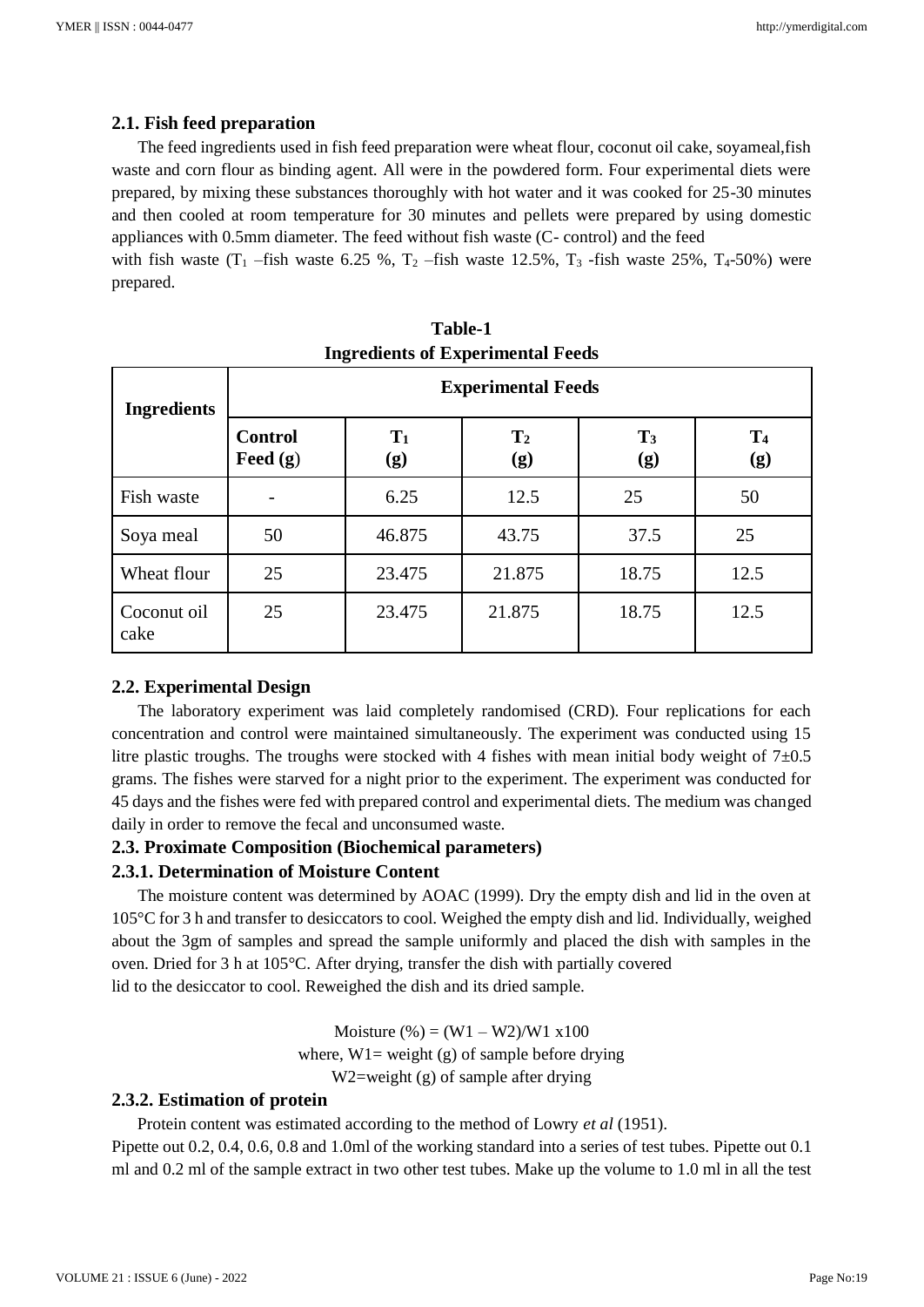### 2.1. Fish feed preparation

The feed ingredients used in fish feed preparation were wheat flour, coconut oil cake, soyameal,fish waste and corn flour as binding agent. All were in the powdered form. Four experimental diets were prepared, by mixing these substances thoroughly with hot water and it was cooked for 25-30 minutes and then cooled at room temperature for 30 minutes and pellets were prepared by using domestic appliances with 0.5mm diameter. The feed without fish waste (C- control) and the feed with fish waste ($T_1$ –fish waste 6.25 %, $T_2$ –fish waste 12.5%, $T_3$ -fish waste 25%, $T_4$-50%) were prepared.

**Table-1**
**Ingredients of Experimental Feeds**

| Ingredients | Experimental Feeds | | | | |
|---|---|---|---|---|---|
| | **Control Feed (g)** | **$T_1$ (g)** | **$T_2$ (g)** | **$T_3$ (g)** | **$T_4$ (g)** |
| Fish waste | - | 6.25 | 12.5 | 25 | 50 |
| Soya meal | 50 | 46.875 | 43.75 | 37.5 | 25 |
| Wheat flour | 25 | 23.475 | 21.875 | 18.75 | 12.5 |
| Coconut oil cake | 25 | 23.475 | 21.875 | 18.75 | 12.5 |

### 2.2. Experimental Design

The laboratory experiment was laid completely randomised (CRD). Four replications for each concentration and control were maintained simultaneously. The experiment was conducted using 15 litre plastic troughs. The troughs were stocked with 4 fishes with mean initial body weight of 7±0.5 grams. The fishes were starved for a night prior to the experiment. The experiment was conducted for 45 days and the fishes were fed with prepared control and experimental diets. The medium was changed daily in order to remove the fecal and unconsumed waste.

### 2.3. Proximate Composition (Biochemical parameters)

#### 2.3.1. Determination of Moisture Content

The moisture content was determined by AOAC (1999). Dry the empty dish and lid in the oven at 105°C for 3 h and transfer to desiccators to cool. Weighed the empty dish and lid. Individually, weighed about the 3gm of samples and spread the sample uniformly and placed the dish with samples in the oven. Dried for 3 h at 105°C. After drying, transfer the dish with partially covered lid to the desiccator to cool. Reweighed the dish and its dried sample.

$$\text{Moisture (\%)} = (W1 – W2)/W1 \times 100$$

where, W1= weight (g) of sample before drying

W2=weight (g) of sample after drying

#### 2.3.2. Estimation of protein

Protein content was estimated according to the method of Lowry *et al* (1951).

Pipette out 0.2, 0.4, 0.6, 0.8 and 1.0ml of the working standard into a series of test tubes. Pipette out 0.1 ml and 0.2 ml of the sample extract in two other test tubes. Make up the volume to 1.0 ml in all the test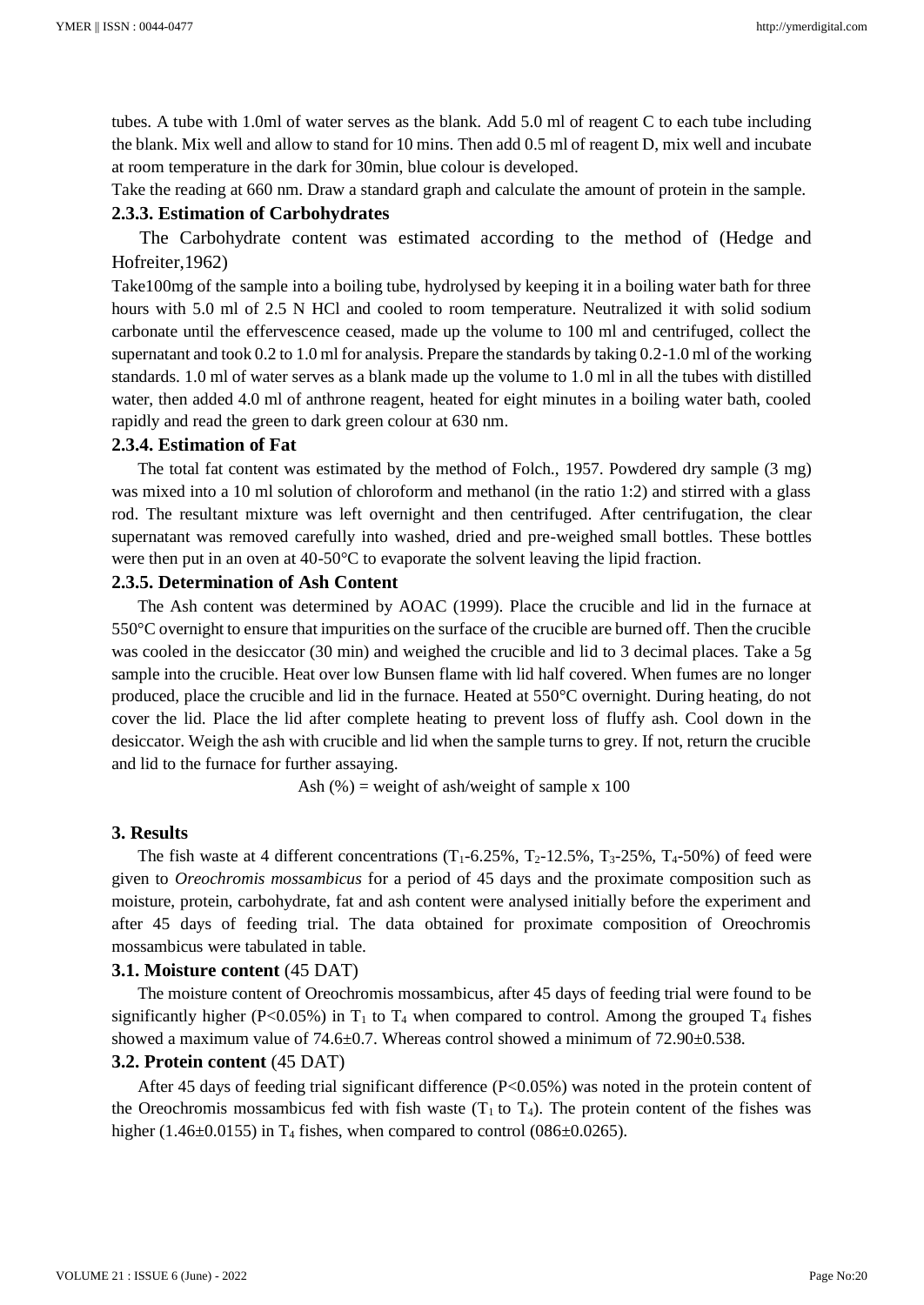tubes. A tube with 1.0ml of water serves as the blank. Add 5.0 ml of reagent C to each tube including the blank. Mix well and allow to stand for 10 mins. Then add 0.5 ml of reagent D, mix well and incubate at room temperature in the dark for 30min, blue colour is developed.

Take the reading at 660 nm. Draw a standard graph and calculate the amount of protein in the sample.

### 2.3.3. Estimation of Carbohydrates

The Carbohydrate content was estimated according to the method of (Hedge and Hofreiter,1962)

Take100mg of the sample into a boiling tube, hydrolysed by keeping it in a boiling water bath for three hours with 5.0 ml of 2.5 N HCl and cooled to room temperature. Neutralized it with solid sodium carbonate until the effervescence ceased, made up the volume to 100 ml and centrifuged, collect the supernatant and took 0.2 to 1.0 ml for analysis. Prepare the standards by taking 0.2-1.0 ml of the working standards. 1.0 ml of water serves as a blank made up the volume to 1.0 ml in all the tubes with distilled water, then added 4.0 ml of anthrone reagent, heated for eight minutes in a boiling water bath, cooled rapidly and read the green to dark green colour at 630 nm.

### 2.3.4. Estimation of Fat

The total fat content was estimated by the method of Folch., 1957. Powdered dry sample (3 mg) was mixed into a 10 ml solution of chloroform and methanol (in the ratio 1:2) and stirred with a glass rod. The resultant mixture was left overnight and then centrifuged. After centrifugation, the clear supernatant was removed carefully into washed, dried and pre-weighed small bottles. These bottles were then put in an oven at 40-50°C to evaporate the solvent leaving the lipid fraction.

### 2.3.5. Determination of Ash Content

The Ash content was determined by AOAC (1999). Place the crucible and lid in the furnace at 550°C overnight to ensure that impurities on the surface of the crucible are burned off. Then the crucible was cooled in the desiccator (30 min) and weighed the crucible and lid to 3 decimal places. Take a 5g sample into the crucible. Heat over low Bunsen flame with lid half covered. When fumes are no longer produced, place the crucible and lid in the furnace. Heated at 550°C overnight. During heating, do not cover the lid. Place the lid after complete heating to prevent loss of fluffy ash. Cool down in the desiccator. Weigh the ash with crucible and lid when the sample turns to grey. If not, return the crucible and lid to the furnace for further assaying.

Ash (%) = weight of ash/weight of sample x 100

## 3. Results

The fish waste at 4 different concentrations ($T_1$-6.25%, $T_2$-12.5%, $T_3$-25%, $T_4$-50%) of feed were given to *Oreochromis mossambicus* for a period of 45 days and the proximate composition such as moisture, protein, carbohydrate, fat and ash content were analysed initially before the experiment and after 45 days of feeding trial. The data obtained for proximate composition of Oreochromis mossambicus were tabulated in table.

### 3.1. Moisture content (45 DAT)

The moisture content of Oreochromis mossambicus, after 45 days of feeding trial were found to be significantly higher ($P<0.05$%) in $T_1$ to $T_4$ when compared to control. Among the grouped $T_4$ fishes showed a maximum value of 74.6±0.7. Whereas control showed a minimum of 72.90±0.538.

### 3.2. Protein content (45 DAT)

After 45 days of feeding trial significant difference ($P<0.05$%) was noted in the protein content of the Oreochromis mossambicus fed with fish waste ($T_1$ to $T_4$). The protein content of the fishes was higher (1.46±0.0155) in $T_4$ fishes, when compared to control (086±0.0265).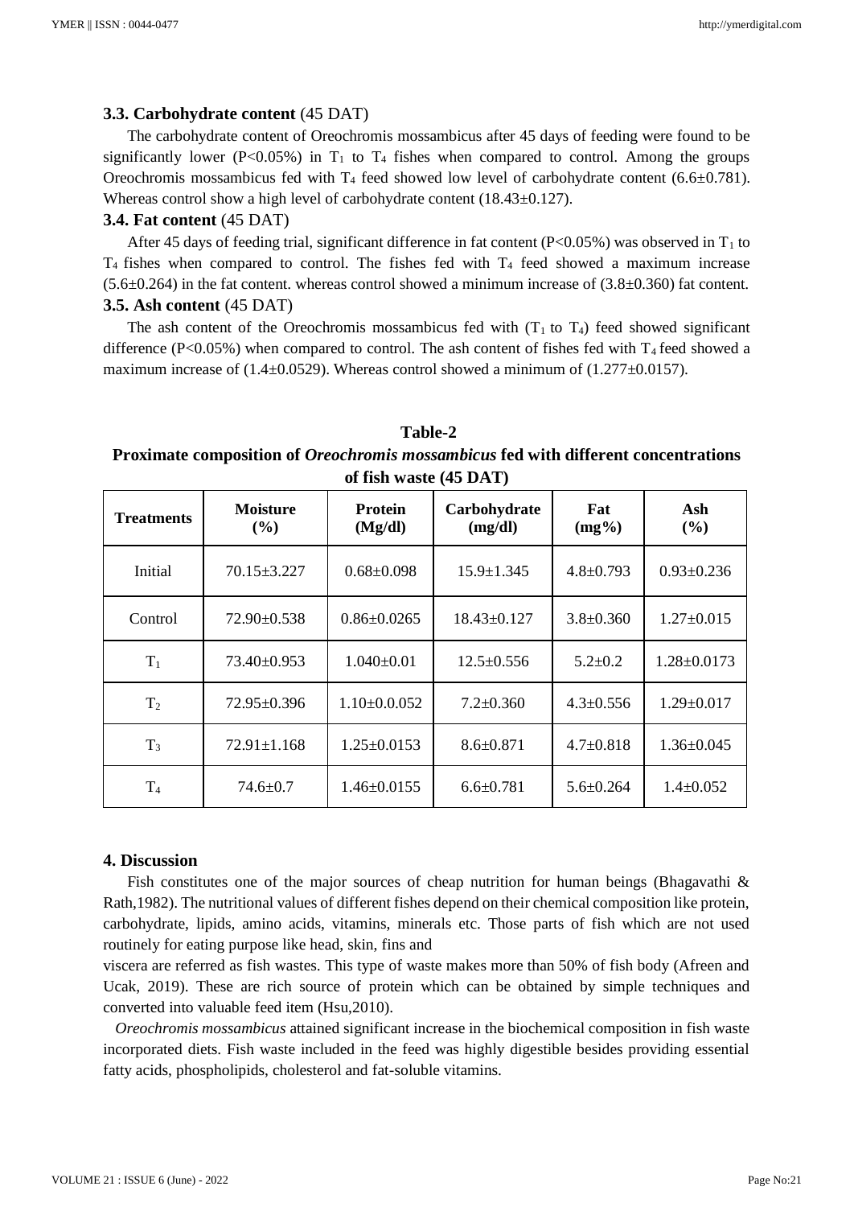### 3.3. Carbohydrate content (45 DAT)

The carbohydrate content of Oreochromis mossambicus after 45 days of feeding were found to be significantly lower ($P<0.05\%$) in $T_1$ to $T_4$ fishes when compared to control. Among the groups Oreochromis mossambicus fed with $T_4$ feed showed low level of carbohydrate content (6.6±0.781). Whereas control show a high level of carbohydrate content (18.43±0.127).

### 3.4. Fat content (45 DAT)

After 45 days of feeding trial, significant difference in fat content ($P<0.05\%$) was observed in $T_1$ to $T_4$ fishes when compared to control. The fishes fed with $T_4$ feed showed a maximum increase (5.6±0.264) in the fat content. whereas control showed a minimum increase of (3.8±0.360) fat content.

### 3.5. Ash content (45 DAT)

The ash content of the Oreochromis mossambicus fed with ($T_1$ to $T_4$) feed showed significant difference ($P<0.05\%$) when compared to control. The ash content of fishes fed with $T_4$ feed showed a maximum increase of (1.4±0.0529). Whereas control showed a minimum of (1.277±0.0157).

**Table-2**

**Proximate composition of *Oreochromis mossambicus* fed with different concentrations of fish waste (45 DAT)**

| Treatments | Moisture (%) | Protein (Mg/dl) | Carbohydrate (mg/dl) | Fat (mg%) | Ash (%) |
|---|---|---|---|---|---|
| Initial | 70.15±3.227 | 0.68±0.098 | 15.9±1.345 | 4.8±0.793 | 0.93±0.236 |
| Control | 72.90±0.538 | 0.86±0.0265 | 18.43±0.127 | 3.8±0.360 | 1.27±0.015 |
| $T_1$ | 73.40±0.953 | 1.040±0.01 | 12.5±0.556 | 5.2±0.2 | 1.28±0.0173 |
| $T_2$ | 72.95±0.396 | 1.10±0.0.052 | 7.2±0.360 | 4.3±0.556 | 1.29±0.017 |
| $T_3$ | 72.91±1.168 | 1.25±0.0153 | 8.6±0.871 | 4.7±0.818 | 1.36±0.045 |
| $T_4$ | 74.6±0.7 | 1.46±0.0155 | 6.6±0.781 | 5.6±0.264 | 1.4±0.052 |

## 4. Discussion

Fish constitutes one of the major sources of cheap nutrition for human beings (Bhagavathi & Rath,1982). The nutritional values of different fishes depend on their chemical composition like protein, carbohydrate, lipids, amino acids, vitamins, minerals etc. Those parts of fish which are not used routinely for eating purpose like head, skin, fins and viscera are referred as fish wastes. This type of waste makes more than 50% of fish body (Afreen and Ucak, 2019). These are rich source of protein which can be obtained by simple techniques and converted into valuable feed item (Hsu,2010).

*Oreochromis mossambicus* attained significant increase in the biochemical composition in fish waste incorporated diets. Fish waste included in the feed was highly digestible besides providing essential fatty acids, phospholipids, cholesterol and fat-soluble vitamins.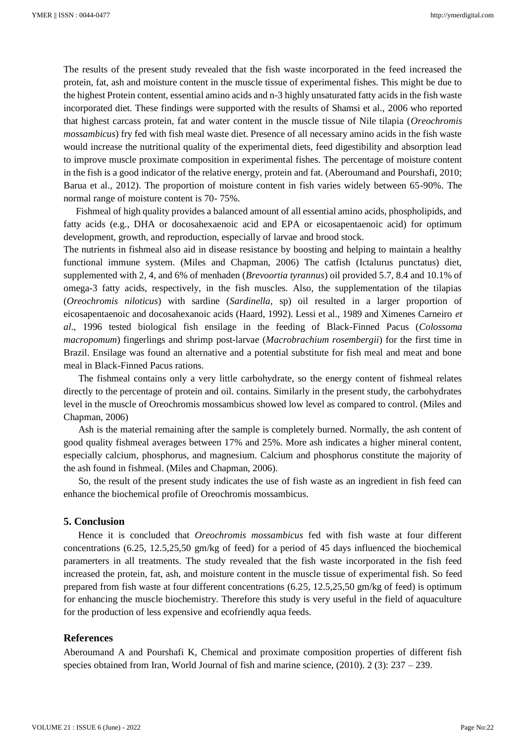The results of the present study revealed that the fish waste incorporated in the feed increased the protein, fat, ash and moisture content in the muscle tissue of experimental fishes. This might be due to the highest Protein content, essential amino acids and n-3 highly unsaturated fatty acids in the fish waste incorporated diet. These findings were supported with the results of Shamsi et al., 2006 who reported that highest carcass protein, fat and water content in the muscle tissue of Nile tilapia (*Oreochromis mossambicus*) fry fed with fish meal waste diet. Presence of all necessary amino acids in the fish waste would increase the nutritional quality of the experimental diets, feed digestibility and absorption lead to improve muscle proximate composition in experimental fishes. The percentage of moisture content in the fish is a good indicator of the relative energy, protein and fat. (Aberoumand and Pourshafi, 2010; Barua et al., 2012). The proportion of moisture content in fish varies widely between 65-90%. The normal range of moisture content is 70- 75%.

Fishmeal of high quality provides a balanced amount of all essential amino acids, phospholipids, and fatty acids (e.g., DHA or docosahexaenoic acid and EPA or eicosapentaenoic acid) for optimum development, growth, and reproduction, especially of larvae and brood stock.

The nutrients in fishmeal also aid in disease resistance by boosting and helping to maintain a healthy functional immune system. (Miles and Chapman, 2006) The catfish (Ictalurus punctatus) diet, supplemented with 2, 4, and 6% of menhaden (*Brevoortia tyrannus*) oil provided 5.7, 8.4 and 10.1% of omega-3 fatty acids, respectively, in the fish muscles. Also, the supplementation of the tilapias (*Oreochromis niloticus*) with sardine (*Sardinella*, sp) oil resulted in a larger proportion of eicosapentaenoic and docosahexanoic acids (Haard, 1992). Lessi et al., 1989 and Ximenes Carneiro *et al*., 1996 tested biological fish ensilage in the feeding of Black-Finned Pacus (*Colossoma macropomum*) fingerlings and shrimp post-larvae (*Macrobrachium rosembergii*) for the first time in Brazil. Ensilage was found an alternative and a potential substitute for fish meal and meat and bone meal in Black-Finned Pacus rations.

The fishmeal contains only a very little carbohydrate, so the energy content of fishmeal relates directly to the percentage of protein and oil. contains. Similarly in the present study, the carbohydrates level in the muscle of Oreochromis mossambicus showed low level as compared to control. (Miles and Chapman, 2006)

Ash is the material remaining after the sample is completely burned. Normally, the ash content of good quality fishmeal averages between 17% and 25%. More ash indicates a higher mineral content, especially calcium, phosphorus, and magnesium. Calcium and phosphorus constitute the majority of the ash found in fishmeal. (Miles and Chapman, 2006).

So, the result of the present study indicates the use of fish waste as an ingredient in fish feed can enhance the biochemical profile of Oreochromis mossambicus.

## 5. Conclusion

Hence it is concluded that *Oreochromis mossambicus* fed with fish waste at four different concentrations (6.25, 12.5,25,50 gm/kg of feed) for a period of 45 days influenced the biochemical paramerters in all treatments. The study revealed that the fish waste incorporated in the fish feed increased the protein, fat, ash, and moisture content in the muscle tissue of experimental fish. So feed prepared from fish waste at four different concentrations (6.25, 12.5,25,50 gm/kg of feed) is optimum for enhancing the muscle biochemistry. Therefore this study is very useful in the field of aquaculture for the production of less expensive and ecofriendly aqua feeds.

## References

Aberoumand A and Pourshafi K, Chemical and proximate composition properties of different fish species obtained from Iran, World Journal of fish and marine science, (2010). 2 (3): 237 – 239.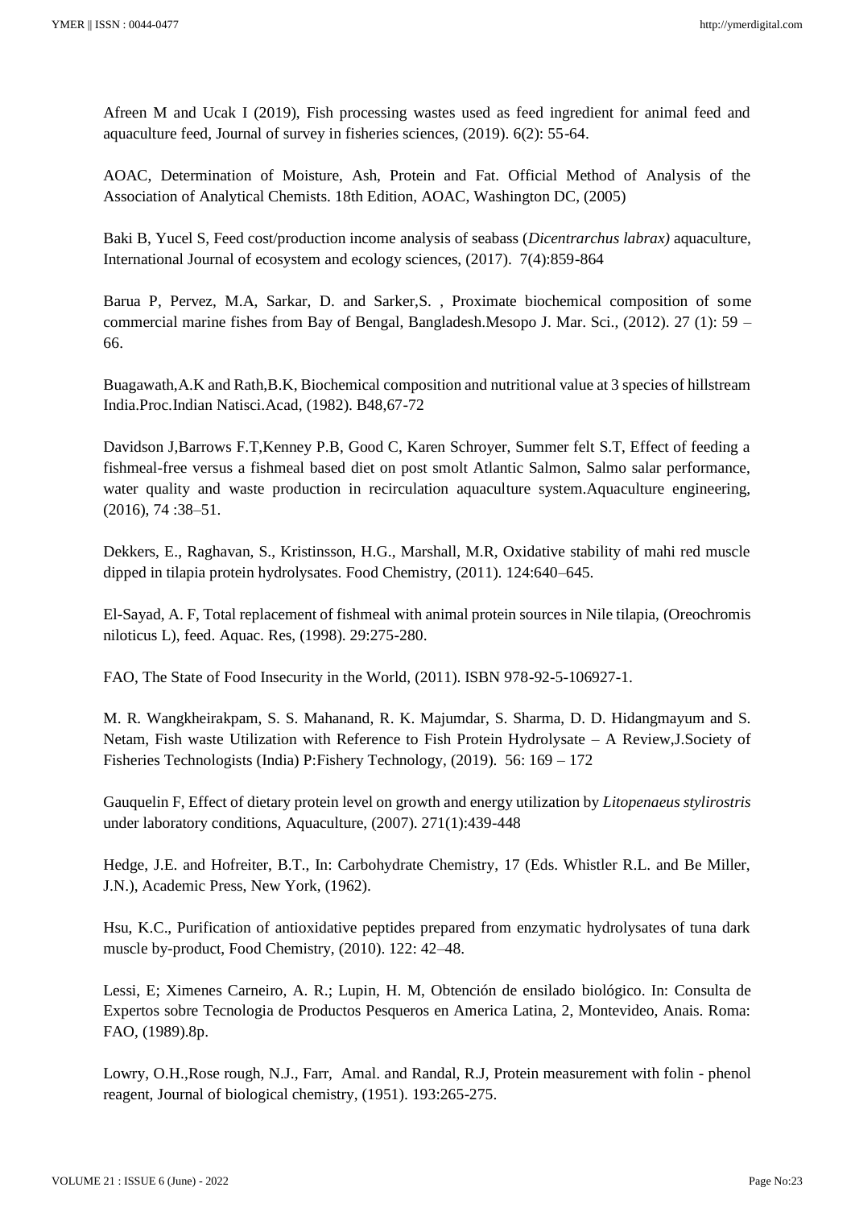Afreen M and Ucak I (2019), Fish processing wastes used as feed ingredient for animal feed and aquaculture feed, Journal of survey in fisheries sciences, (2019). 6(2): 55-64.

AOAC, Determination of Moisture, Ash, Protein and Fat. Official Method of Analysis of the Association of Analytical Chemists. 18th Edition, AOAC, Washington DC, (2005)

Baki B, Yucel S, Feed cost/production income analysis of seabass (*Dicentrarchus labrax)* aquaculture, International Journal of ecosystem and ecology sciences, (2017). 7(4):859-864

Barua P, Pervez, M.A, Sarkar, D. and Sarker,S. , Proximate biochemical composition of some commercial marine fishes from Bay of Bengal, Bangladesh.Mesopo J. Mar. Sci., (2012). 27 (1): 59 – 66.

Buagawath,A.K and Rath,B.K, Biochemical composition and nutritional value at 3 species of hillstream India.Proc.Indian Natisci.Acad, (1982). B48,67-72

Davidson J,Barrows F.T,Kenney P.B, Good C, Karen Schroyer, Summer felt S.T, Effect of feeding a fishmeal-free versus a fishmeal based diet on post smolt Atlantic Salmon, Salmo salar performance, water quality and waste production in recirculation aquaculture system.Aquaculture engineering, (2016), 74 :38–51.

Dekkers, E., Raghavan, S., Kristinsson, H.G., Marshall, M.R, Oxidative stability of mahi red muscle dipped in tilapia protein hydrolysates. Food Chemistry, (2011). 124:640–645.

El-Sayad, A. F, Total replacement of fishmeal with animal protein sources in Nile tilapia, (Oreochromis niloticus L), feed. Aquac. Res, (1998). 29:275-280.

FAO, The State of Food Insecurity in the World, (2011). ISBN 978-92-5-106927-1.

M. R. Wangkheirakpam, S. S. Mahanand, R. K. Majumdar, S. Sharma, D. D. Hidangmayum and S. Netam, Fish waste Utilization with Reference to Fish Protein Hydrolysate – A Review,J.Society of Fisheries Technologists (India) P:Fishery Technology, (2019). 56: 169 – 172

Gauquelin F, Effect of dietary protein level on growth and energy utilization by *Litopenaeus stylirostris* under laboratory conditions, Aquaculture, (2007). 271(1):439-448

Hedge, J.E. and Hofreiter, B.T., In: Carbohydrate Chemistry, 17 (Eds. Whistler R.L. and Be Miller, J.N.), Academic Press, New York, (1962).

Hsu, K.C., Purification of antioxidative peptides prepared from enzymatic hydrolysates of tuna dark muscle by-product, Food Chemistry, (2010). 122: 42–48.

Lessi, E; Ximenes Carneiro, A. R.; Lupin, H. M, Obtención de ensilado biológico. In: Consulta de Expertos sobre Tecnologia de Productos Pesqueros en America Latina, 2, Montevideo, Anais. Roma: FAO, (1989).8p.

Lowry, O.H.,Rose rough, N.J., Farr, Amal. and Randal, R.J, Protein measurement with folin - phenol reagent, Journal of biological chemistry, (1951). 193:265-275.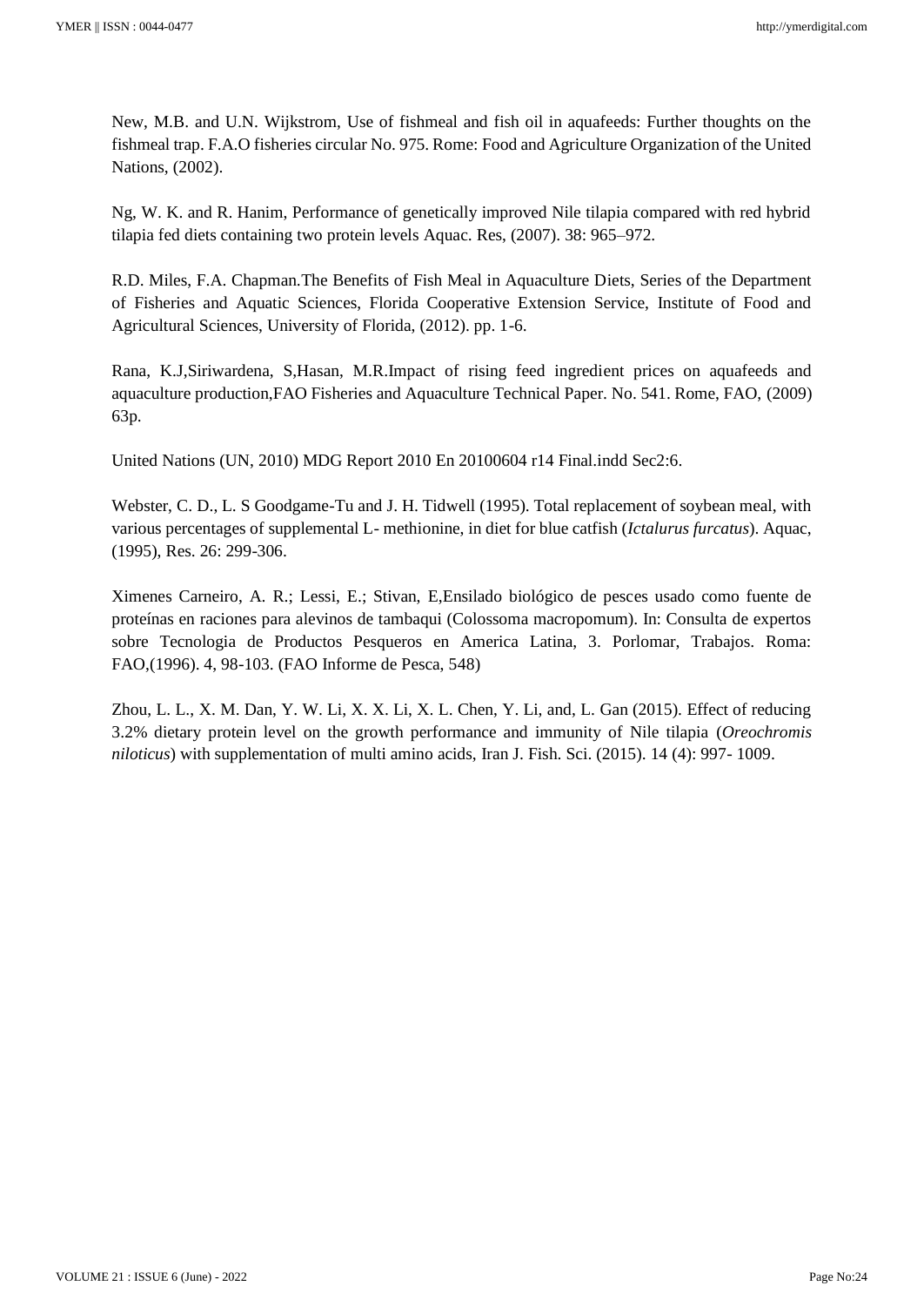New, M.B. and U.N. Wijkstrom, Use of fishmeal and fish oil in aquafeeds: Further thoughts on the fishmeal trap. F.A.O fisheries circular No. 975. Rome: Food and Agriculture Organization of the United Nations, (2002).

Ng, W. K. and R. Hanim, Performance of genetically improved Nile tilapia compared with red hybrid tilapia fed diets containing two protein levels Aquac. Res, (2007). 38: 965–972.

R.D. Miles, F.A. Chapman.The Benefits of Fish Meal in Aquaculture Diets, Series of the Department of Fisheries and Aquatic Sciences, Florida Cooperative Extension Service, Institute of Food and Agricultural Sciences, University of Florida, (2012). pp. 1-6.

Rana, K.J,Siriwardena, S,Hasan, M.R.Impact of rising feed ingredient prices on aquafeeds and aquaculture production,FAO Fisheries and Aquaculture Technical Paper. No. 541. Rome, FAO, (2009) 63p.

United Nations (UN, 2010) MDG Report 2010 En 20100604 r14 Final.indd Sec2:6.

Webster, C. D., L. S Goodgame-Tu and J. H. Tidwell (1995). Total replacement of soybean meal, with various percentages of supplemental L- methionine, in diet for blue catfish (*Ictalurus furcatus*). Aquac, (1995), Res. 26: 299-306.

Ximenes Carneiro, A. R.; Lessi, E.; Stivan, E,Ensilado biológico de pesces usado como fuente de proteínas en raciones para alevinos de tambaqui (Colossoma macropomum). In: Consulta de expertos sobre Tecnologia de Productos Pesqueros en America Latina, 3. Porlomar, Trabajos. Roma: FAO,(1996). 4, 98-103. (FAO Informe de Pesca, 548)

Zhou, L. L., X. M. Dan, Y. W. Li, X. X. Li, X. L. Chen, Y. Li, and, L. Gan (2015). Effect of reducing 3.2% dietary protein level on the growth performance and immunity of Nile tilapia (*Oreochromis niloticus*) with supplementation of multi amino acids, Iran J. Fish. Sci. (2015). 14 (4): 997- 1009.